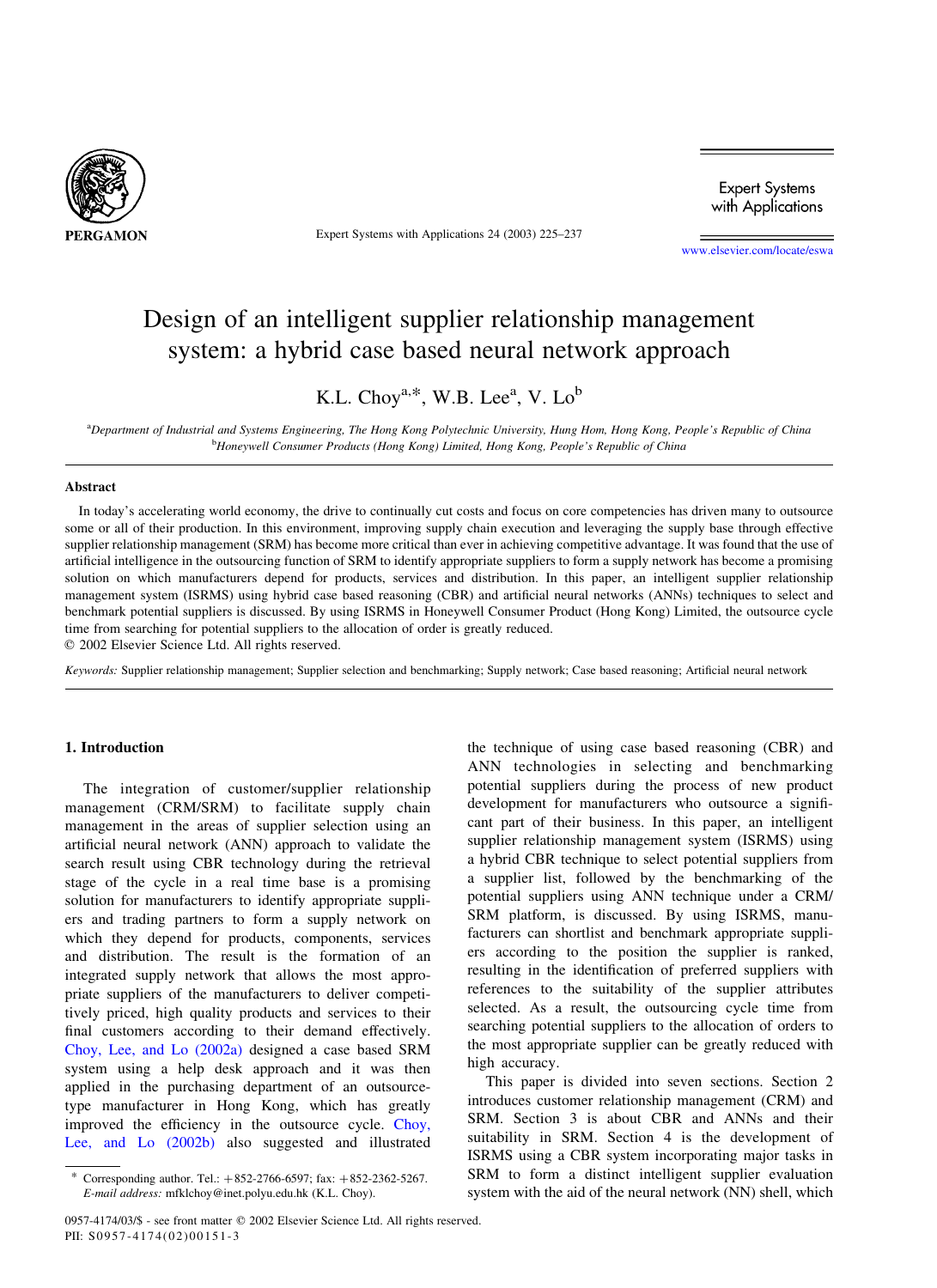# Design of an intelligent supplier relationship management system: a hybrid case based neural network approach

K.L. Choy[a,*], W.B. Lee[a], V. Lo[b]

[a]Department of Industrial and Systems Engineering, The Hong Kong Polytechnic University, Hung Hom, Hong Kong, People's Republic of China
[b]Honeywell Consumer Products (Hong Kong) Limited, Hong Kong, People's Republic of China

## Abstract

In today's accelerating world economy, the drive to continually cut costs and focus on core competencies has driven many to outsource some or all of their production. In this environment, improving supply chain execution and leveraging the supply base through effective supplier relationship management (SRM) has become more critical than ever in achieving competitive advantage. It was found that the use of artificial intelligence in the outsourcing function of SRM to identify appropriate suppliers to form a supply network has become a promising solution on which manufacturers depend for products, services and distribution. In this paper, an intelligent supplier relationship management system (ISRMS) using hybrid case based reasoning (CBR) and artificial neural networks (ANNs) techniques to select and benchmark potential suppliers is discussed. By using ISRMS in Honeywell Consumer Product (Hong Kong) Limited, the outsource cycle time from searching for potential suppliers to the allocation of order is greatly reduced.

© 2002 Elsevier Science Ltd. All rights reserved.

*Keywords:* Supplier relationship management; Supplier selection and benchmarking; Supply network; Case based reasoning; Artificial neural network

## 1. Introduction

The integration of customer/supplier relationship management (CRM/SRM) to facilitate supply chain management in the areas of supplier selection using an artificial neural network (ANN) approach to validate the search result using CBR technology during the retrieval stage of the cycle in a real time base is a promising solution for manufacturers to identify appropriate suppliers and trading partners to form a supply network on which they depend for products, components, services and distribution. The result is the formation of an integrated supply network that allows the most appropriate suppliers of the manufacturers to deliver competitively priced, high quality products and services to their final customers according to their demand effectively. Choy, Lee, and Lo (2002a) designed a case based SRM system using a help desk approach and it was then applied in the purchasing department of an outsource-type manufacturer in Hong Kong, which has greatly improved the efficiency in the outsource cycle. Choy, Lee, and Lo (2002b) also suggested and illustrated the technique of using case based reasoning (CBR) and ANN technologies in selecting and benchmarking potential suppliers during the process of new product development for manufacturers who outsource a significant part of their business. In this paper, an intelligent supplier relationship management system (ISRMS) using a hybrid CBR technique to select potential suppliers from a supplier list, followed by the benchmarking of the potential suppliers using ANN technique under a CRM/SRM platform, is discussed. By using ISRMS, manufacturers can shortlist and benchmark appropriate suppliers according to the position the supplier is ranked, resulting in the identification of preferred suppliers with references to the suitability of the supplier attributes selected. As a result, the outsourcing cycle time from searching potential suppliers to the allocation of orders to the most appropriate supplier can be greatly reduced with high accuracy.

This paper is divided into seven sections. Section 2 introduces customer relationship management (CRM) and SRM. Section 3 is about CBR and ANNs and their suitability in SRM. Section 4 is the development of ISRMS using a CBR system incorporating major tasks in SRM to form a distinct intelligent supplier evaluation system with the aid of the neural network (NN) shell, which

* Corresponding author. Tel.: +852-2766-6597; fax: +852-2362-5267.
*E-mail address:* mfklchoy@inet.polyu.edu.hk (K.L. Choy).

0957-4174/03/$ - see front matter © 2002 Elsevier Science Ltd. All rights reserved.
PII: S0957-4174(02)00151-3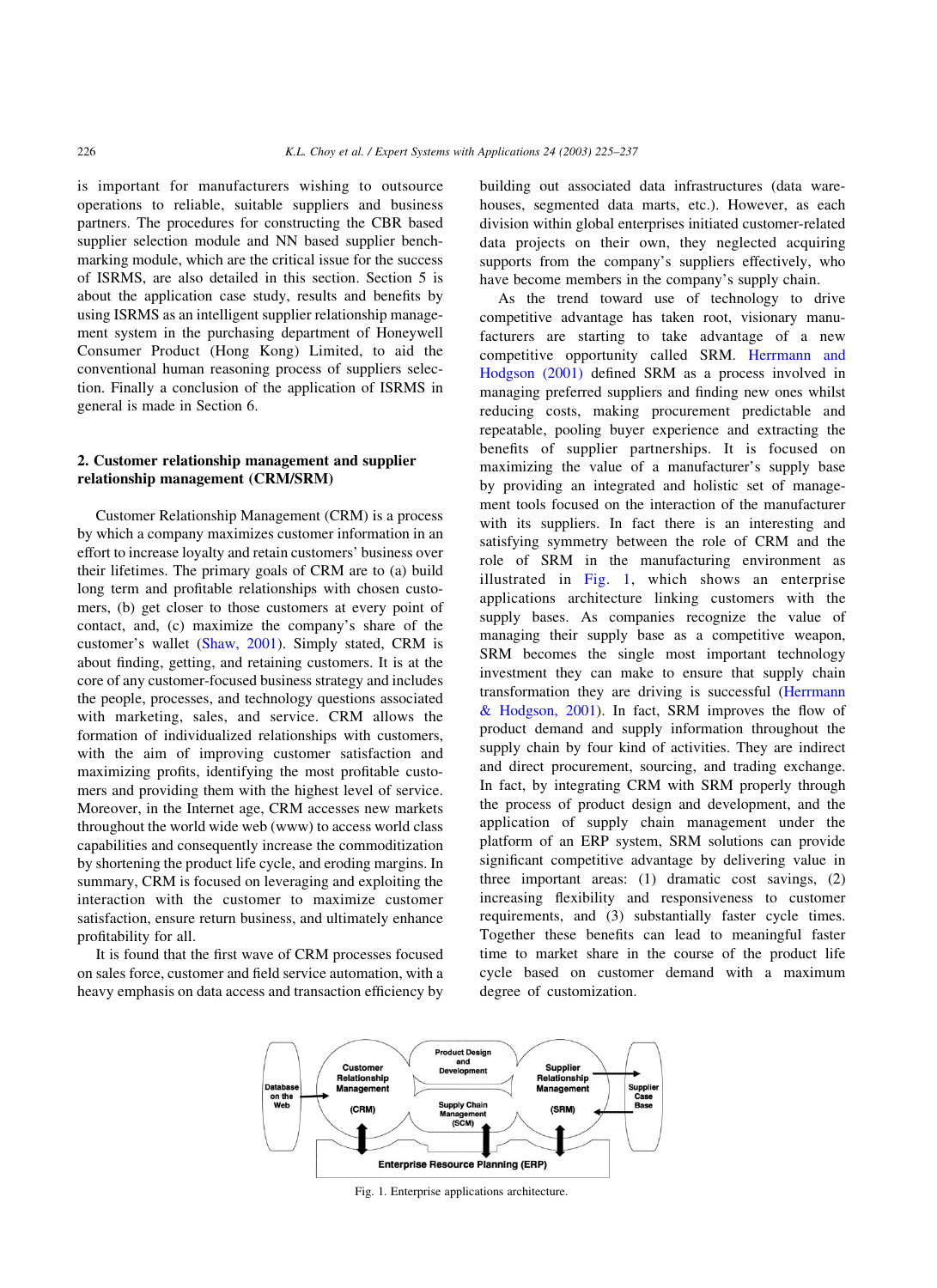is important for manufacturers wishing to outsource operations to reliable, suitable suppliers and business partners. The procedures for constructing the CBR based supplier selection module and NN based supplier benchmarking module, which are the critical issue for the success of ISRMS, are also detailed in this section. Section 5 is about the application case study, results and benefits by using ISRMS as an intelligent supplier relationship management system in the purchasing department of Honeywell Consumer Product (Hong Kong) Limited, to aid the conventional human reasoning process of suppliers selection. Finally a conclusion of the application of ISRMS in general is made in Section 6.

## 2. Customer relationship management and supplier relationship management (CRM/SRM)

Customer Relationship Management (CRM) is a process by which a company maximizes customer information in an effort to increase loyalty and retain customers' business over their lifetimes. The primary goals of CRM are to (a) build long term and profitable relationships with chosen customers, (b) get closer to those customers at every point of contact, and, (c) maximize the company's share of the customer's wallet (Shaw, 2001). Simply stated, CRM is about finding, getting, and retaining customers. It is at the core of any customer-focused business strategy and includes the people, processes, and technology questions associated with marketing, sales, and service. CRM allows the formation of individualized relationships with customers, with the aim of improving customer satisfaction and maximizing profits, identifying the most profitable customers and providing them with the highest level of service. Moreover, in the Internet age, CRM accesses new markets throughout the world wide web (www) to access world class capabilities and consequently increase the commoditization by shortening the product life cycle, and eroding margins. In summary, CRM is focused on leveraging and exploiting the interaction with the customer to maximize customer satisfaction, ensure return business, and ultimately enhance profitability for all.

It is found that the first wave of CRM processes focused on sales force, customer and field service automation, with a heavy emphasis on data access and transaction efficiency by building out associated data infrastructures (data warehouses, segmented data marts, etc.). However, as each division within global enterprises initiated customer-related data projects on their own, they neglected acquiring supports from the company's suppliers effectively, who have become members in the company's supply chain.

As the trend toward use of technology to drive competitive advantage has taken root, visionary manufacturers are starting to take advantage of a new competitive opportunity called SRM. Herrmann and Hodgson (2001) defined SRM as a process involved in managing preferred suppliers and finding new ones whilst reducing costs, making procurement predictable and repeatable, pooling buyer experience and extracting the benefits of supplier partnerships. It is focused on maximizing the value of a manufacturer's supply base by providing an integrated and holistic set of management tools focused on the interaction of the manufacturer with its suppliers. In fact there is an interesting and satisfying symmetry between the role of CRM and the role of SRM in the manufacturing environment as illustrated in Fig. 1, which shows an enterprise applications architecture linking customers with the supply bases. As companies recognize the value of managing their supply base as a competitive weapon, SRM becomes the single most important technology investment they can make to ensure that supply chain transformation they are driving is successful (Herrmann & Hodgson, 2001). In fact, SRM improves the flow of product demand and supply information throughout the supply chain by four kind of activities. They are indirect and direct procurement, sourcing, and trading exchange. In fact, by integrating CRM with SRM properly through the process of product design and development, and the application of supply chain management under the platform of an ERP system, SRM solutions can provide significant competitive advantage by delivering value in three important areas: (1) dramatic cost savings, (2) increasing flexibility and responsiveness to customer requirements, and (3) substantially faster cycle times. Together these benefits can lead to meaningful faster time to market share in the course of the product life cycle based on customer demand with a maximum degree of customization.

Database on the Web

Customer Relationship Management (CRM)

Product Design and Development

Supply Chain Management (SCM)

Supplier Relationship Management (SRM)

Supplier Case Base

Enterprise Resource Planning (ERP)

Fig. 1. Enterprise applications architecture.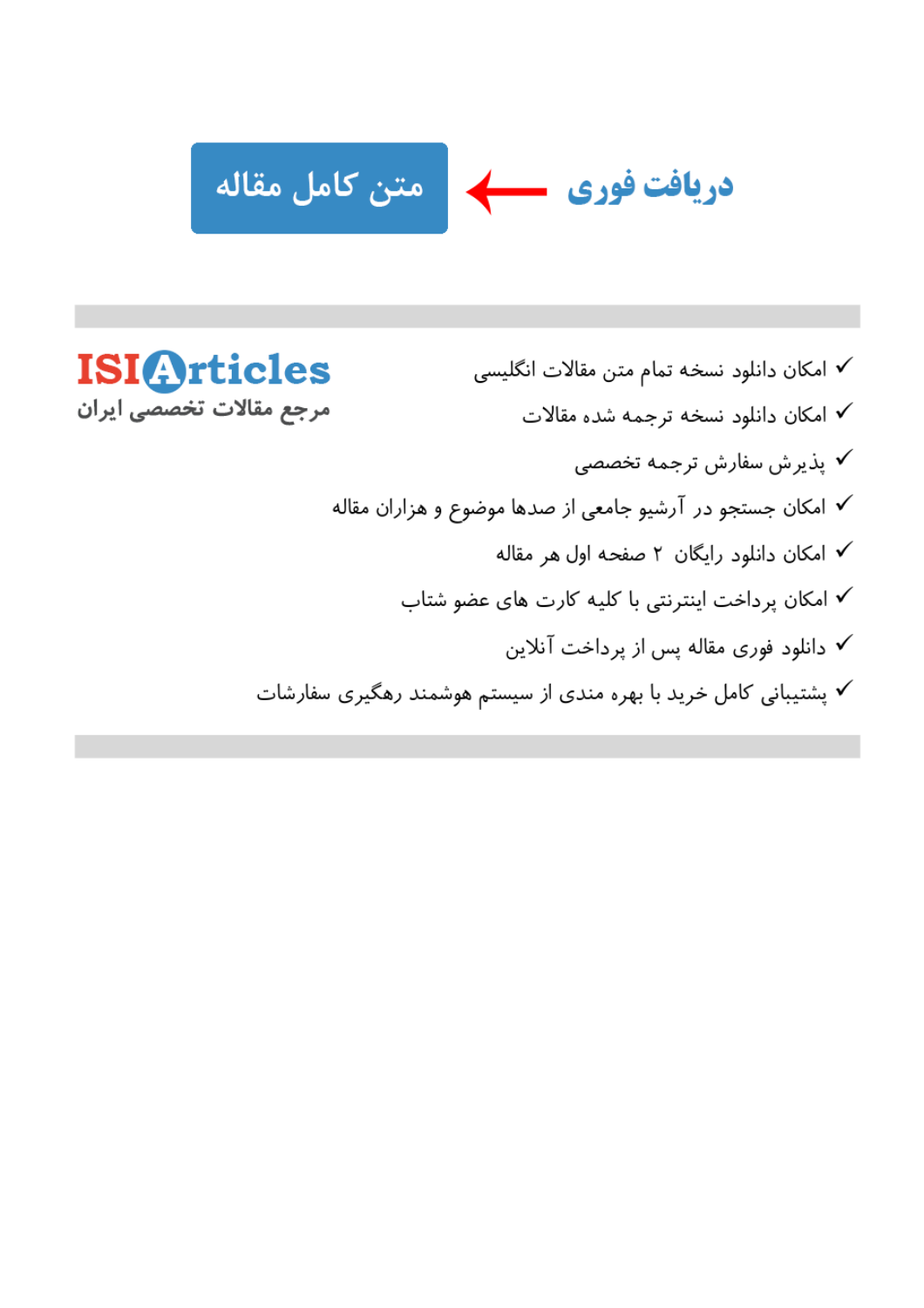دریافت فوری ← متن کامل مقاله

**ISIArticles**

مرجع مقالات تخصصی ایران

- ✓ امکان دانلود نسخه تمام متن مقالات انگلیسی
- ✓ امکان دانلود نسخه ترجمه شده مقالات
- ✓ پذیرش سفارش ترجمه تخصصی
- ✓ امکان جستجو در آرشیو جامعی از صدها موضوع و هزاران مقاله
- ✓ امکان دانلود رایگان ۲ صفحه اول هر مقاله
- ✓ امکان پرداخت اینترنتی با کلیه کارت های عضو شتاب
- ✓ دانلود فوری مقاله پس از پرداخت آنلاین
- ✓ پشتیبانی کامل خرید با بهره مندی از سیستم هوشمند رهگیری سفارشات